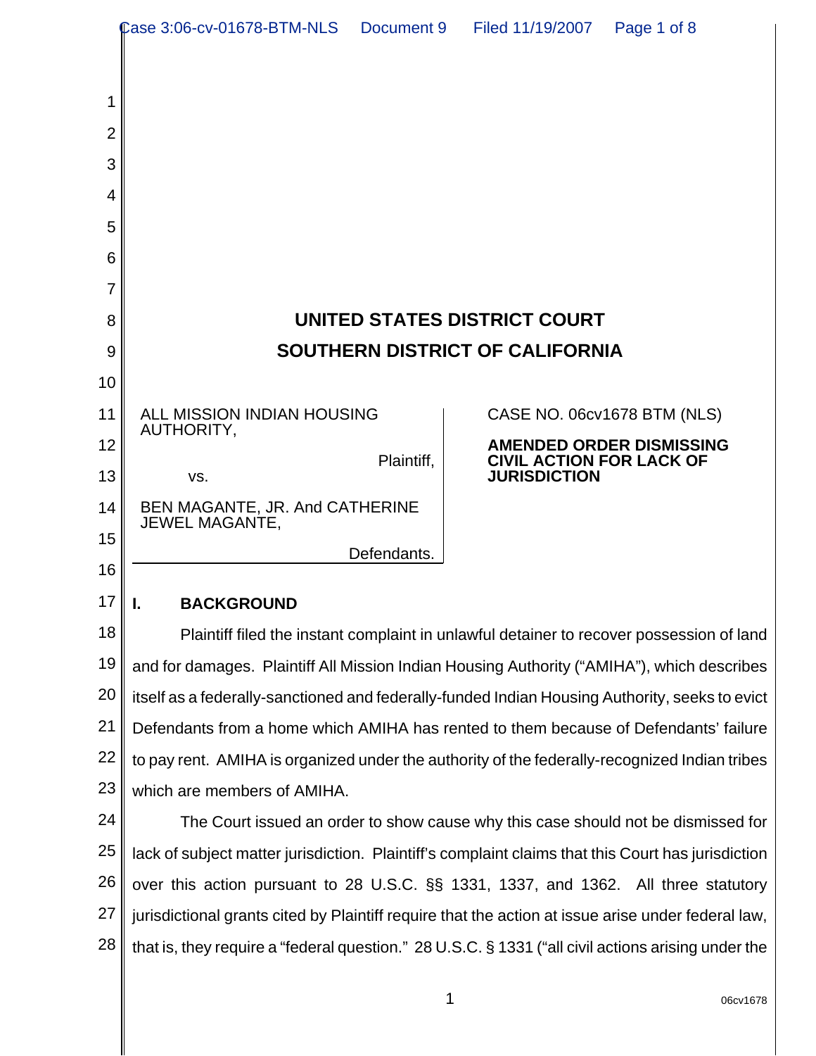# UNITED STATES DISTRICT COURT
# SOUTHERN DISTRICT OF CALIFORNIA

ALL MISSION INDIAN HOUSING AUTHORITY,

Plaintiff,

vs.

BEN MAGANTE, JR. And CATHERINE JEWEL MAGANTE,

Defendants.

CASE NO. 06cv1678 BTM (NLS)

**AMENDED ORDER DISMISSING CIVIL ACTION FOR LACK OF JURISDICTION**

## I. BACKGROUND

Plaintiff filed the instant complaint in unlawful detainer to recover possession of land and for damages. Plaintiff All Mission Indian Housing Authority ("AMIHA"), which describes itself as a federally-sanctioned and federally-funded Indian Housing Authority, seeks to evict Defendants from a home which AMIHA has rented to them because of Defendants' failure to pay rent. AMIHA is organized under the authority of the federally-recognized Indian tribes which are members of AMIHA.

The Court issued an order to show cause why this case should not be dismissed for lack of subject matter jurisdiction. Plaintiff's complaint claims that this Court has jurisdiction over this action pursuant to 28 U.S.C. §§ 1331, 1337, and 1362. All three statutory jurisdictional grants cited by Plaintiff require that the action at issue arise under federal law, that is, they require a "federal question." 28 U.S.C. § 1331 ("all civil actions arising under the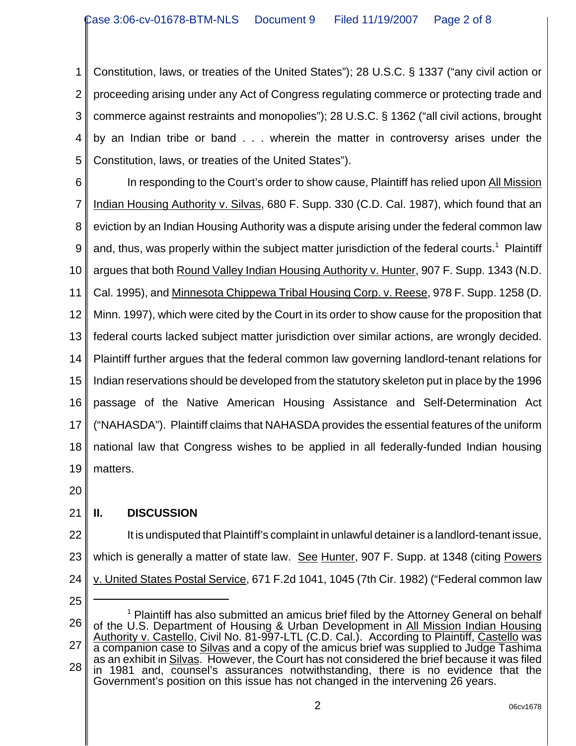Constitution, laws, or treaties of the United States"); 28 U.S.C. § 1337 ("any civil action or proceeding arising under any Act of Congress regulating commerce or protecting trade and commerce against restraints and monopolies"); 28 U.S.C. § 1362 ("all civil actions, brought by an Indian tribe or band . . . wherein the matter in controversy arises under the Constitution, laws, or treaties of the United States").

In responding to the Court's order to show cause, Plaintiff has relied upon All Mission Indian Housing Authority v. Silvas, 680 F. Supp. 330 (C.D. Cal. 1987), which found that an eviction by an Indian Housing Authority was a dispute arising under the federal common law and, thus, was properly within the subject matter jurisdiction of the federal courts.[1] Plaintiff argues that both Round Valley Indian Housing Authority v. Hunter, 907 F. Supp. 1343 (N.D. Cal. 1995), and Minnesota Chippewa Tribal Housing Corp. v. Reese, 978 F. Supp. 1258 (D. Minn. 1997), which were cited by the Court in its order to show cause for the proposition that federal courts lacked subject matter jurisdiction over similar actions, are wrongly decided. Plaintiff further argues that the federal common law governing landlord-tenant relations for Indian reservations should be developed from the statutory skeleton put in place by the 1996 passage of the Native American Housing Assistance and Self-Determination Act ("NAHASDA"). Plaintiff claims that NAHASDA provides the essential features of the uniform national law that Congress wishes to be applied in all federally-funded Indian housing matters.

## II. DISCUSSION

It is undisputed that Plaintiff's complaint in unlawful detainer is a landlord-tenant issue, which is generally a matter of state law. See Hunter, 907 F. Supp. at 1348 (citing Powers v. United States Postal Service, 671 F.2d 1041, 1045 (7th Cir. 1982) ("Federal common law

---

[1] Plaintiff has also submitted an amicus brief filed by the Attorney General on behalf of the U.S. Department of Housing & Urban Development in All Mission Indian Housing Authority v. Castello, Civil No. 81-997-LTL (C.D. Cal.). According to Plaintiff, Castello was a companion case to Silvas and a copy of the amicus brief was supplied to Judge Tashima as an exhibit in Silvas. However, the Court has not considered the brief because it was filed in 1981 and, counsel's assurances notwithstanding, there is no evidence that the Government's position on this issue has not changed in the intervening 26 years.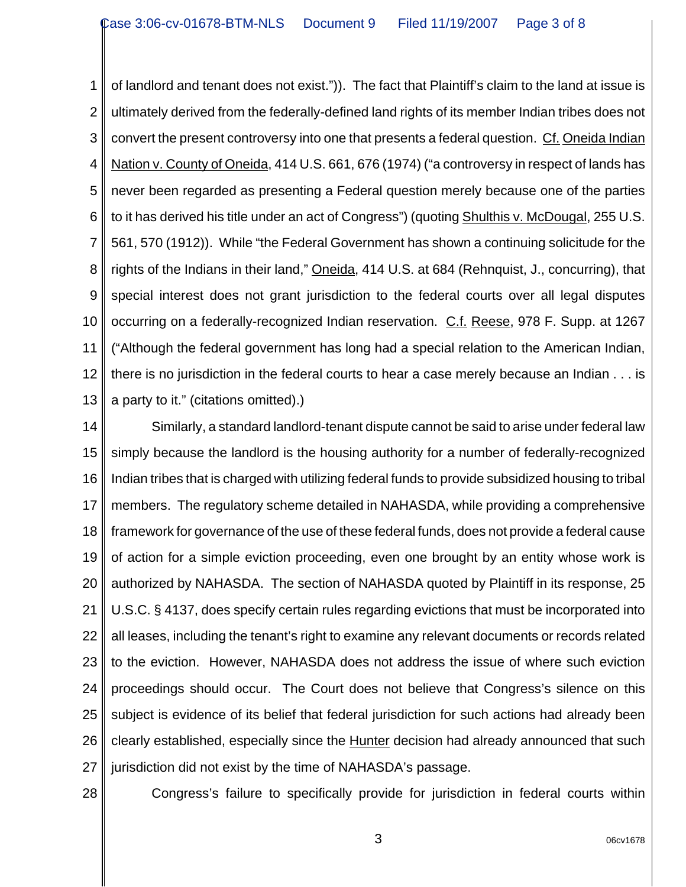of landlord and tenant does not exist.")). The fact that Plaintiff's claim to the land at issue is ultimately derived from the federally-defined land rights of its member Indian tribes does not convert the present controversy into one that presents a federal question. Cf. Oneida Indian Nation v. County of Oneida, 414 U.S. 661, 676 (1974) ("a controversy in respect of lands has never been regarded as presenting a Federal question merely because one of the parties to it has derived his title under an act of Congress") (quoting Shulthis v. McDougal, 255 U.S. 561, 570 (1912)). While "the Federal Government has shown a continuing solicitude for the rights of the Indians in their land," Oneida, 414 U.S. at 684 (Rehnquist, J., concurring), that special interest does not grant jurisdiction to the federal courts over all legal disputes occurring on a federally-recognized Indian reservation. C.f. Reese, 978 F. Supp. at 1267 ("Although the federal government has long had a special relation to the American Indian, there is no jurisdiction in the federal courts to hear a case merely because an Indian . . . is a party to it." (citations omitted).)

Similarly, a standard landlord-tenant dispute cannot be said to arise under federal law simply because the landlord is the housing authority for a number of federally-recognized Indian tribes that is charged with utilizing federal funds to provide subsidized housing to tribal members. The regulatory scheme detailed in NAHASDA, while providing a comprehensive framework for governance of the use of these federal funds, does not provide a federal cause of action for a simple eviction proceeding, even one brought by an entity whose work is authorized by NAHASDA. The section of NAHASDA quoted by Plaintiff in its response, 25 U.S.C. § 4137, does specify certain rules regarding evictions that must be incorporated into all leases, including the tenant's right to examine any relevant documents or records related to the eviction. However, NAHASDA does not address the issue of where such eviction proceedings should occur. The Court does not believe that Congress's silence on this subject is evidence of its belief that federal jurisdiction for such actions had already been clearly established, especially since the Hunter decision had already announced that such jurisdiction did not exist by the time of NAHASDA's passage.

Congress's failure to specifically provide for jurisdiction in federal courts within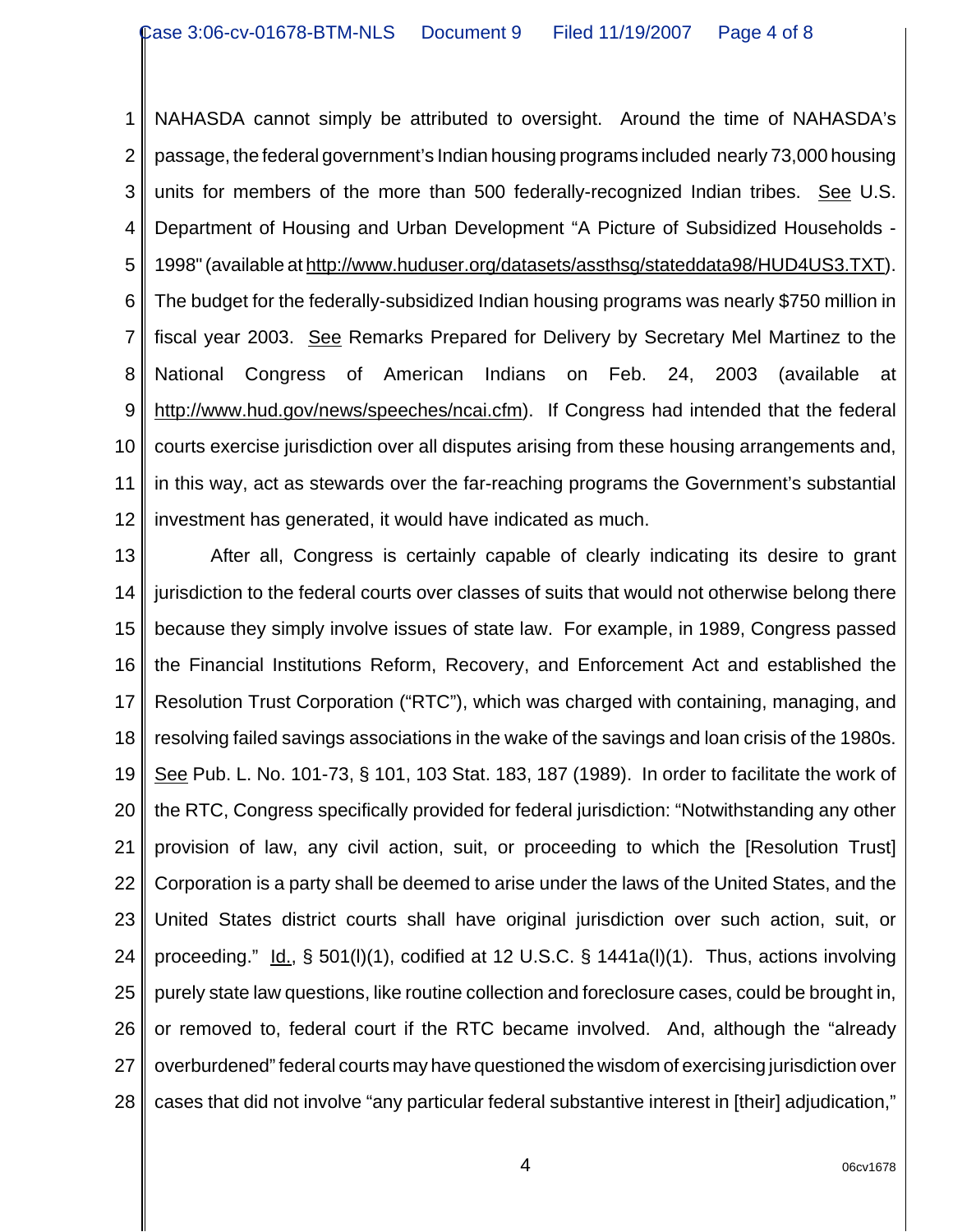NAHASDA cannot simply be attributed to oversight. Around the time of NAHASDA's passage, the federal government's Indian housing programs included nearly 73,000 housing units for members of the more than 500 federally-recognized Indian tribes. See U.S. Department of Housing and Urban Development "A Picture of Subsidized Households - 1998" (available at http://www.huduser.org/datasets/assthsg/stateddata98/HUD4US3.TXT). The budget for the federally-subsidized Indian housing programs was nearly $750 million in fiscal year 2003. See Remarks Prepared for Delivery by Secretary Mel Martinez to the National Congress of American Indians on Feb. 24, 2003 (available at http://www.hud.gov/news/speeches/ncai.cfm). If Congress had intended that the federal courts exercise jurisdiction over all disputes arising from these housing arrangements and, in this way, act as stewards over the far-reaching programs the Government's substantial investment has generated, it would have indicated as much.

After all, Congress is certainly capable of clearly indicating its desire to grant jurisdiction to the federal courts over classes of suits that would not otherwise belong there because they simply involve issues of state law. For example, in 1989, Congress passed the Financial Institutions Reform, Recovery, and Enforcement Act and established the Resolution Trust Corporation ("RTC"), which was charged with containing, managing, and resolving failed savings associations in the wake of the savings and loan crisis of the 1980s. See Pub. L. No. 101-73, § 101, 103 Stat. 183, 187 (1989). In order to facilitate the work of the RTC, Congress specifically provided for federal jurisdiction: "Notwithstanding any other provision of law, any civil action, suit, or proceeding to which the [Resolution Trust] Corporation is a party shall be deemed to arise under the laws of the United States, and the United States district courts shall have original jurisdiction over such action, suit, or proceeding." Id., § 501(l)(1), codified at 12 U.S.C. § 1441a(l)(1). Thus, actions involving purely state law questions, like routine collection and foreclosure cases, could be brought in, or removed to, federal court if the RTC became involved. And, although the "already overburdened" federal courts may have questioned the wisdom of exercising jurisdiction over cases that did not involve "any particular federal substantive interest in [their] adjudication,"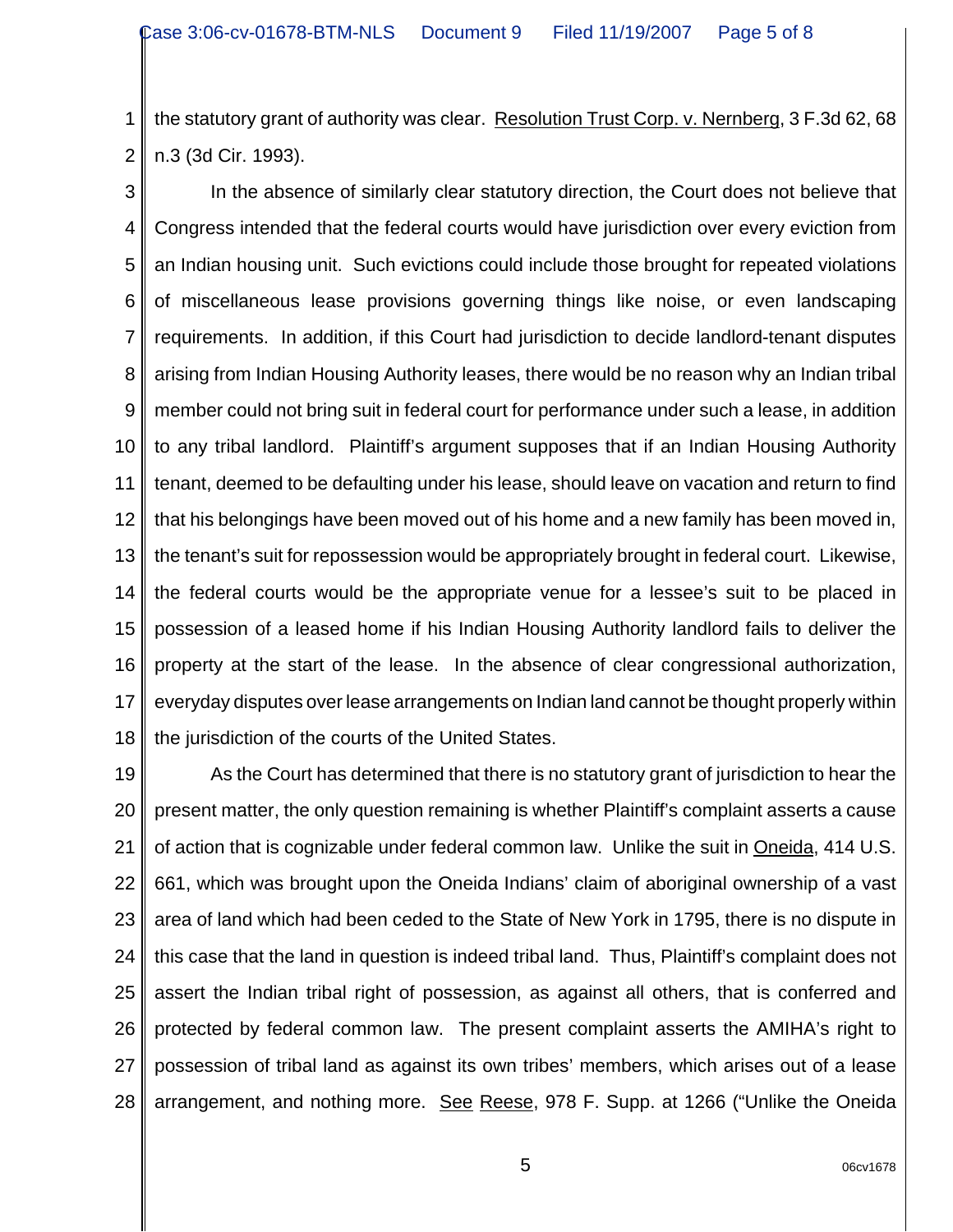the statutory grant of authority was clear. Resolution Trust Corp. v. Nernberg, 3 F.3d 62, 68 n.3 (3d Cir. 1993).

In the absence of similarly clear statutory direction, the Court does not believe that Congress intended that the federal courts would have jurisdiction over every eviction from an Indian housing unit. Such evictions could include those brought for repeated violations of miscellaneous lease provisions governing things like noise, or even landscaping requirements. In addition, if this Court had jurisdiction to decide landlord-tenant disputes arising from Indian Housing Authority leases, there would be no reason why an Indian tribal member could not bring suit in federal court for performance under such a lease, in addition to any tribal landlord. Plaintiff's argument supposes that if an Indian Housing Authority tenant, deemed to be defaulting under his lease, should leave on vacation and return to find that his belongings have been moved out of his home and a new family has been moved in, the tenant's suit for repossession would be appropriately brought in federal court. Likewise, the federal courts would be the appropriate venue for a lessee's suit to be placed in possession of a leased home if his Indian Housing Authority landlord fails to deliver the property at the start of the lease. In the absence of clear congressional authorization, everyday disputes over lease arrangements on Indian land cannot be thought properly within the jurisdiction of the courts of the United States.

As the Court has determined that there is no statutory grant of jurisdiction to hear the present matter, the only question remaining is whether Plaintiff's complaint asserts a cause of action that is cognizable under federal common law. Unlike the suit in Oneida, 414 U.S. 661, which was brought upon the Oneida Indians' claim of aboriginal ownership of a vast area of land which had been ceded to the State of New York in 1795, there is no dispute in this case that the land in question is indeed tribal land. Thus, Plaintiff's complaint does not assert the Indian tribal right of possession, as against all others, that is conferred and protected by federal common law. The present complaint asserts the AMIHA's right to possession of tribal land as against its own tribes' members, which arises out of a lease arrangement, and nothing more. See Reese, 978 F. Supp. at 1266 ("Unlike the Oneida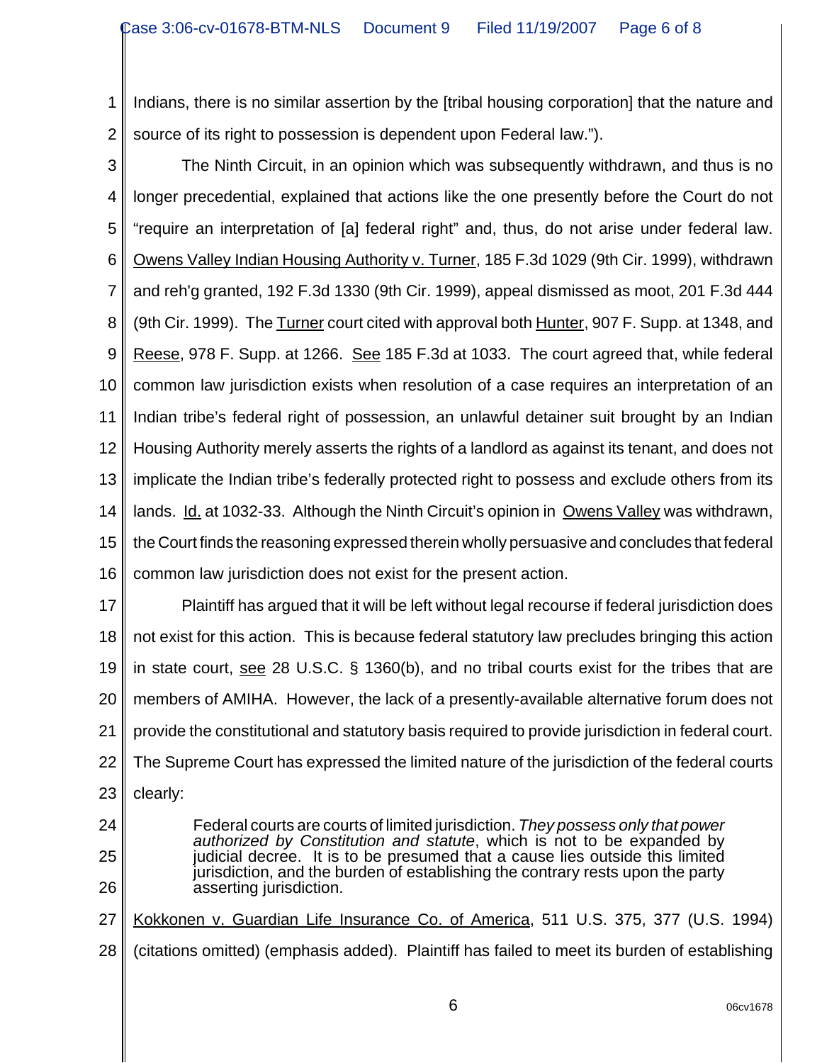Indians, there is no similar assertion by the [tribal housing corporation] that the nature and source of its right to possession is dependent upon Federal law.").

The Ninth Circuit, in an opinion which was subsequently withdrawn, and thus is no longer precedential, explained that actions like the one presently before the Court do not "require an interpretation of [a] federal right" and, thus, do not arise under federal law. Owens Valley Indian Housing Authority v. Turner, 185 F.3d 1029 (9th Cir. 1999), withdrawn and reh'g granted, 192 F.3d 1330 (9th Cir. 1999), appeal dismissed as moot, 201 F.3d 444 (9th Cir. 1999). The Turner court cited with approval both Hunter, 907 F. Supp. at 1348, and Reese, 978 F. Supp. at 1266. See 185 F.3d at 1033. The court agreed that, while federal common law jurisdiction exists when resolution of a case requires an interpretation of an Indian tribe's federal right of possession, an unlawful detainer suit brought by an Indian Housing Authority merely asserts the rights of a landlord as against its tenant, and does not implicate the Indian tribe's federally protected right to possess and exclude others from its lands. Id. at 1032-33. Although the Ninth Circuit's opinion in Owens Valley was withdrawn, the Court finds the reasoning expressed therein wholly persuasive and concludes that federal common law jurisdiction does not exist for the present action.

Plaintiff has argued that it will be left without legal recourse if federal jurisdiction does not exist for this action. This is because federal statutory law precludes bringing this action in state court, see 28 U.S.C. § 1360(b), and no tribal courts exist for the tribes that are members of AMIHA. However, the lack of a presently-available alternative forum does not provide the constitutional and statutory basis required to provide jurisdiction in federal court. The Supreme Court has expressed the limited nature of the jurisdiction of the federal courts clearly:

> Federal courts are courts of limited jurisdiction. *They possess only that power authorized by Constitution and statute*, which is not to be expanded by judicial decree. It is to be presumed that a cause lies outside this limited jurisdiction, and the burden of establishing the contrary rests upon the party asserting jurisdiction.

Kokkonen v. Guardian Life Insurance Co. of America, 511 U.S. 375, 377 (U.S. 1994) (citations omitted) (emphasis added). Plaintiff has failed to meet its burden of establishing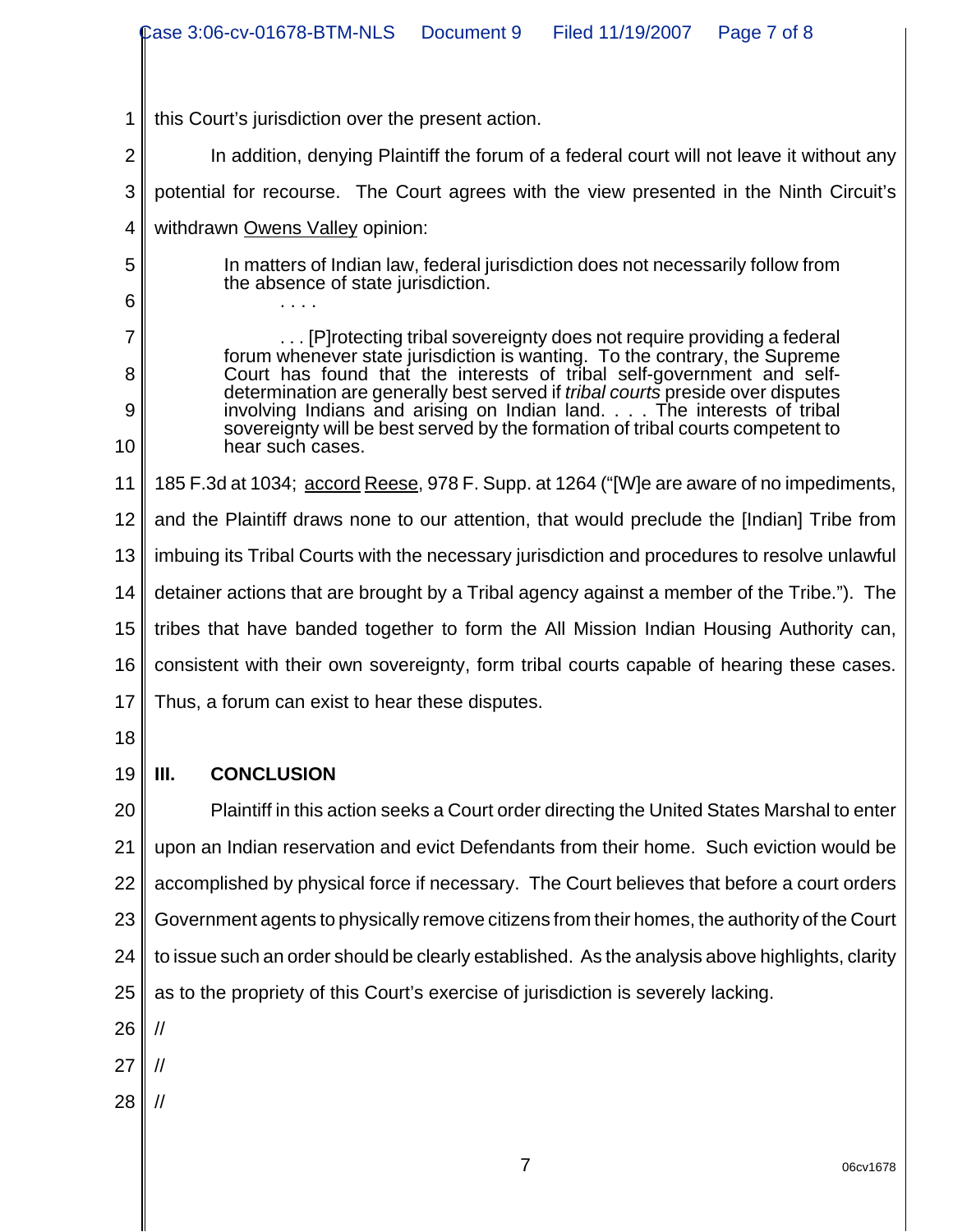this Court's jurisdiction over the present action.

In addition, denying Plaintiff the forum of a federal court will not leave it without any potential for recourse. The Court agrees with the view presented in the Ninth Circuit's withdrawn Owens Valley opinion:

> In matters of Indian law, federal jurisdiction does not necessarily follow from the absence of state jurisdiction.
>
> . . . .
>
> . . . [P]rotecting tribal sovereignty does not require providing a federal forum whenever state jurisdiction is wanting. To the contrary, the Supreme Court has found that the interests of tribal self-government and self-determination are generally best served if *tribal courts* preside over disputes involving Indians and arising on Indian land. . . . The interests of tribal sovereignty will be best served by the formation of tribal courts competent to hear such cases.

185 F.3d at 1034; accord Reese, 978 F. Supp. at 1264 ("[W]e are aware of no impediments, and the Plaintiff draws none to our attention, that would preclude the [Indian] Tribe from imbuing its Tribal Courts with the necessary jurisdiction and procedures to resolve unlawful detainer actions that are brought by a Tribal agency against a member of the Tribe."). The tribes that have banded together to form the All Mission Indian Housing Authority can, consistent with their own sovereignty, form tribal courts capable of hearing these cases. Thus, a forum can exist to hear these disputes.

## III. CONCLUSION

Plaintiff in this action seeks a Court order directing the United States Marshal to enter upon an Indian reservation and evict Defendants from their home. Such eviction would be accomplished by physical force if necessary. The Court believes that before a court orders Government agents to physically remove citizens from their homes, the authority of the Court to issue such an order should be clearly established. As the analysis above highlights, clarity as to the propriety of this Court's exercise of jurisdiction is severely lacking.

//

//

//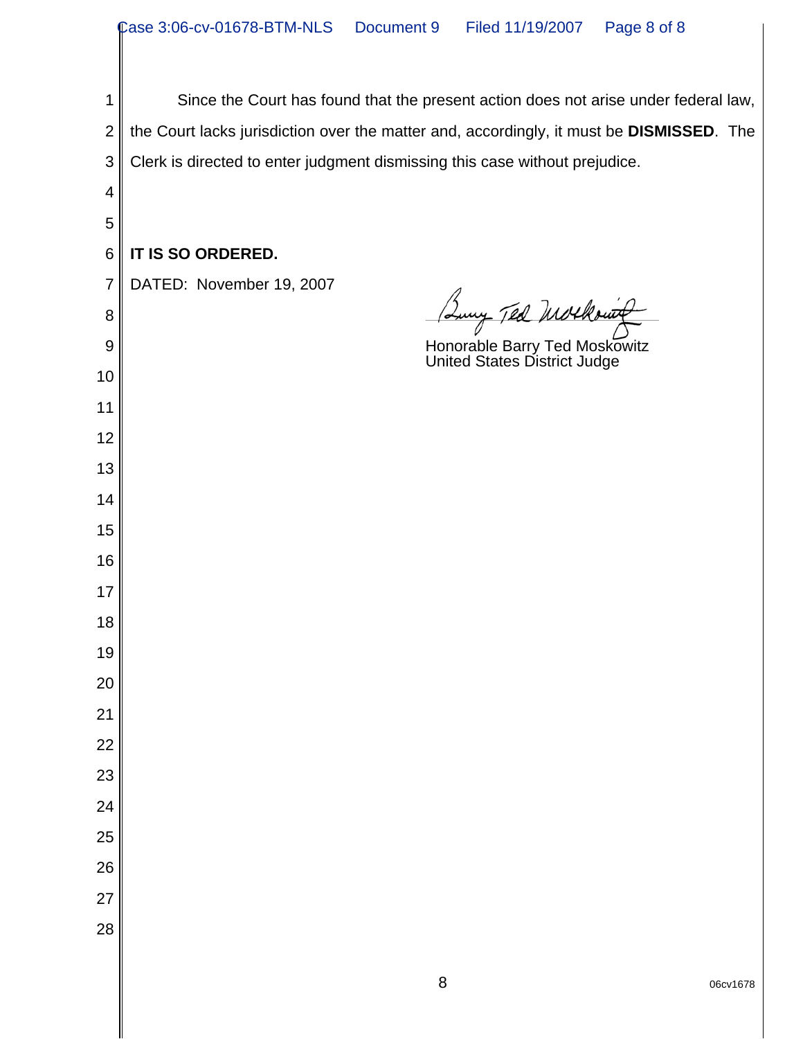Since the Court has found that the present action does not arise under federal law, the Court lacks jurisdiction over the matter and, accordingly, it must be **DISMISSED**. The Clerk is directed to enter judgment dismissing this case without prejudice.

**IT IS SO ORDERED.**

DATED: November 19, 2007

Honorable Barry Ted Moskowitz
United States District Judge